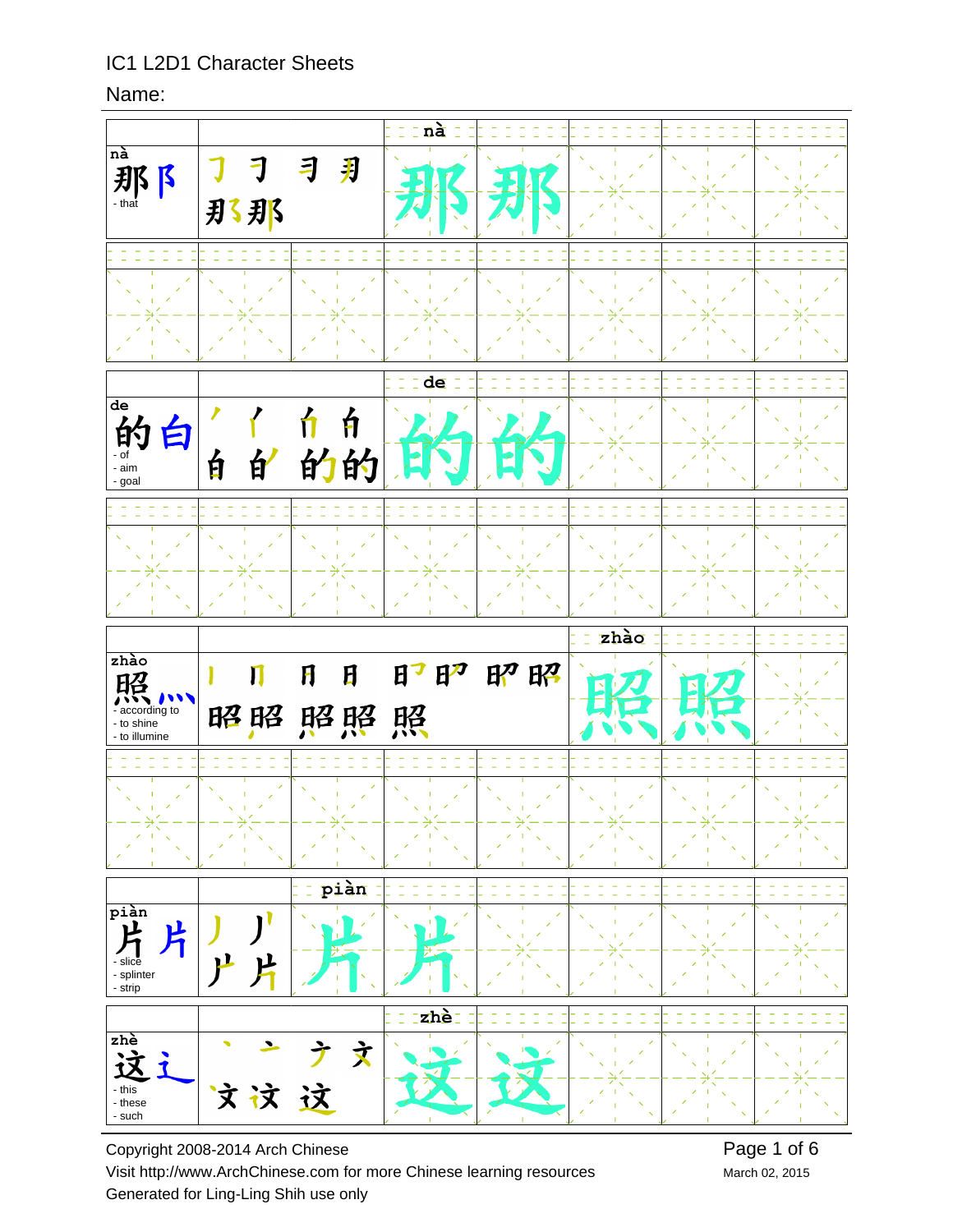IC1 L2D1 Character Sheets

Name:

| Character | Stroke order | Practice |
| --- | --- | --- |
| nà<br>那 阝<br>- that | 𠃌 ⺕ 彐 彐 刅 那 | nà 那 那 |
| de<br>的 白<br>- of<br>- aim<br>- goal | 丿 ⺁ 白 白 白 的 的 的 | de 的 的 |
| zhào<br>照 灬<br>- according to<br>- to shine<br>- to illumine | 丨 冂 日 日 日 昭 昭 昭 照 照 照 照 照 | zhào 照 照 |
| piàn<br>片 片<br>- slice<br>- splinter<br>- strip | 丿 丿 片 片 | piàn 片 片 |
| zhè<br>这 辶<br>- this<br>- these<br>- such | 丶 亠 亣 文 文 这 这 | zhè 这 这 |

Copyright 2008-2014 Arch Chinese

Visit http://www.ArchChinese.com for more Chinese learning resources

Generated for Ling-Ling Shih use only

March 02, 2015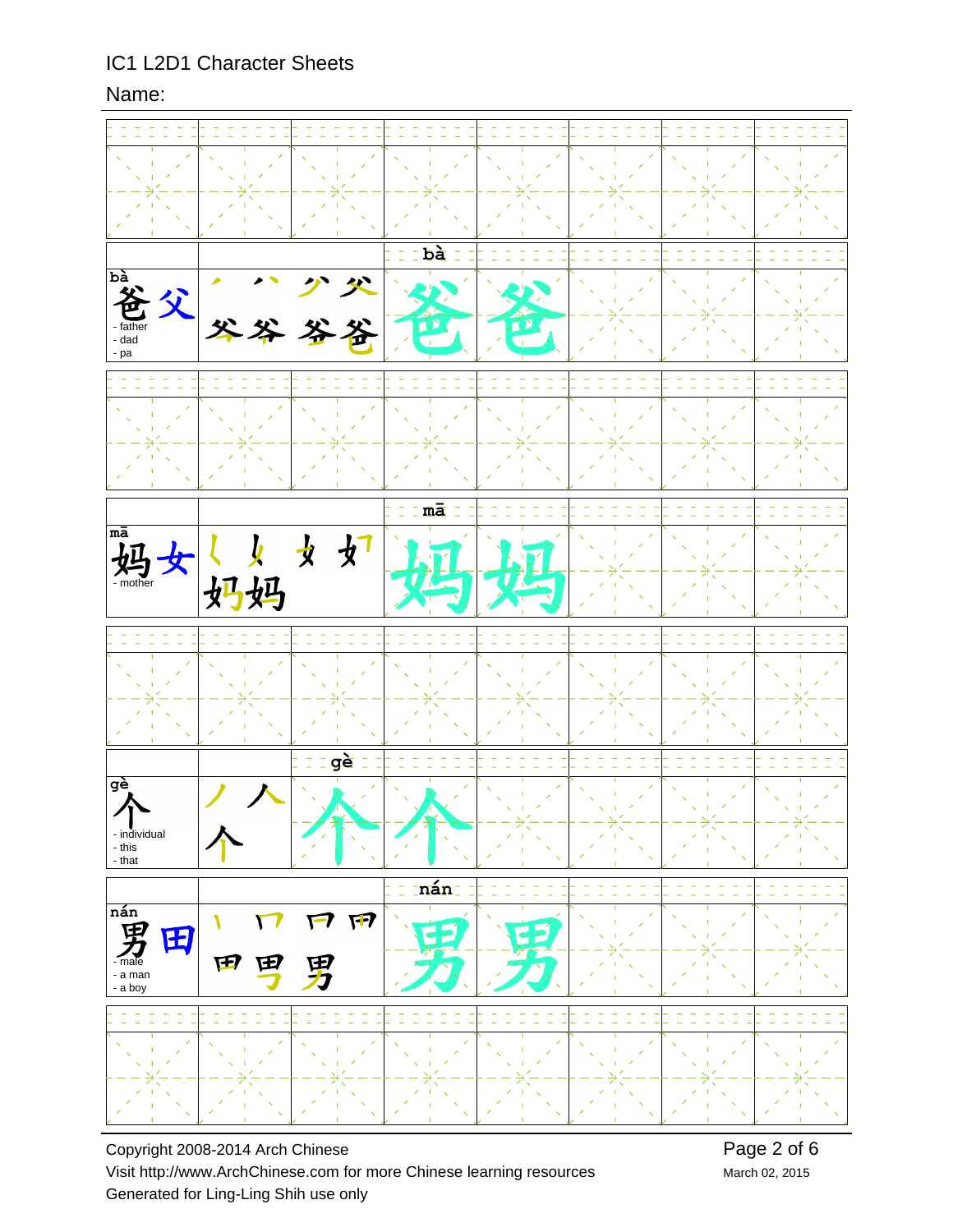IC1 L2D1 Character Sheets

Name:

| Character | Stroke order | Practice |
|---|---|---|
| bà 爸 父 - father - dad - pa | 丿 八 父 父 爷 爷 爸 爸 | bà 爸 爸 |
| mā 妈 女 - mother | ㄑ 女 女 女 妈 妈 | mā 妈 妈 |
| gè 个 - individual - this - that | 丿 人 个 | gè 个 个 |
| nán 男 田 - male - a man - a boy | 丨 冂 冂 冂 田 男 男 | nán 男 男 |

Copyright 2008-2014 Arch Chinese

Visit http://www.ArchChinese.com for more Chinese learning resources

Generated for Ling-Ling Shih use only

March 02, 2015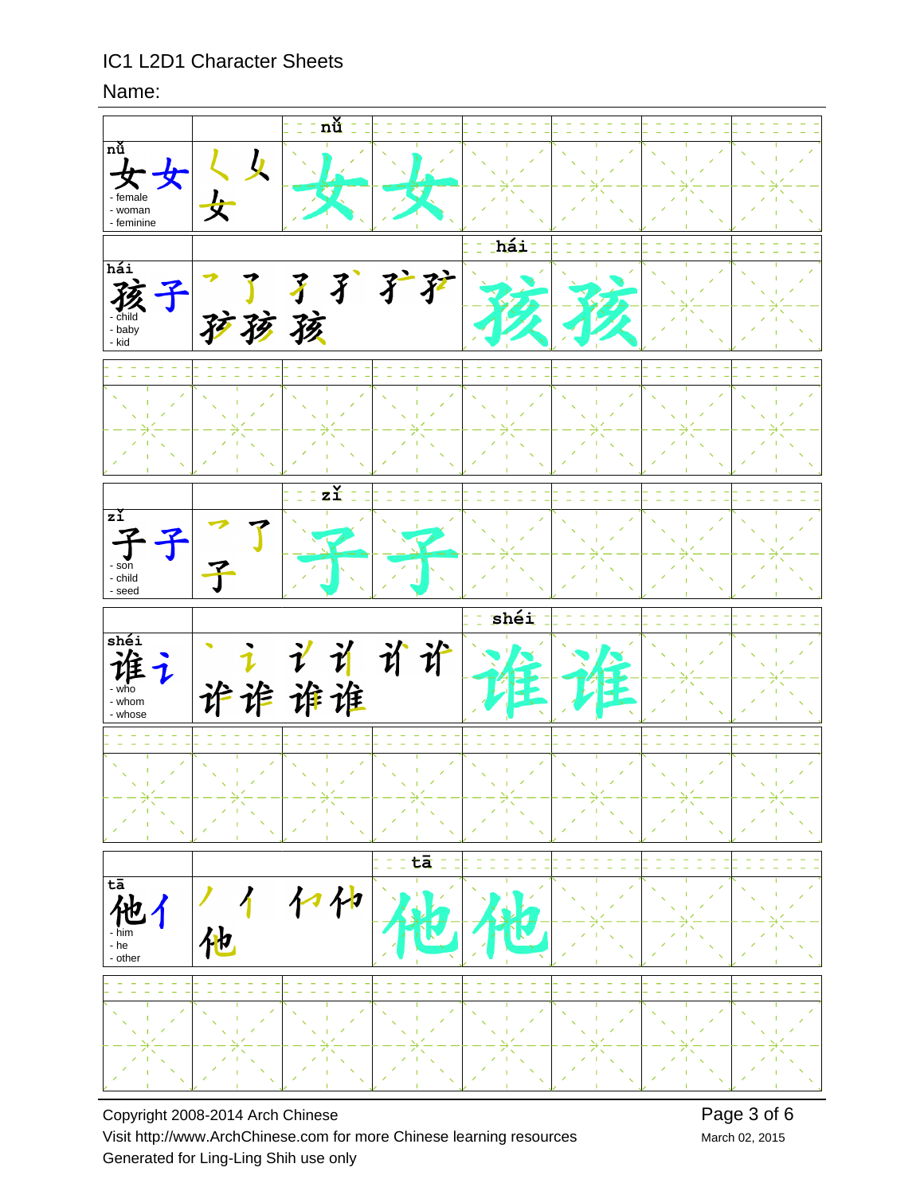IC1 L2D1 Character Sheets

Name:

| Character | Radical | Meaning |
| --- | --- | --- |
| nǚ 女 | 女 | - female<br>- woman<br>- feminine |
| hái 孩 | 子 | - child<br>- baby<br>- kid |
| zǐ 子 | 子 | - son<br>- child<br>- seed |
| shéi 谁 | 讠 | - who<br>- whom<br>- whose |
| tā 他 | 亻 | - him<br>- he<br>- other |

Copyright 2008-2014 Arch Chinese

Visit http://www.ArchChinese.com for more Chinese learning resources

Generated for Ling-Ling Shih use only

March 02, 2015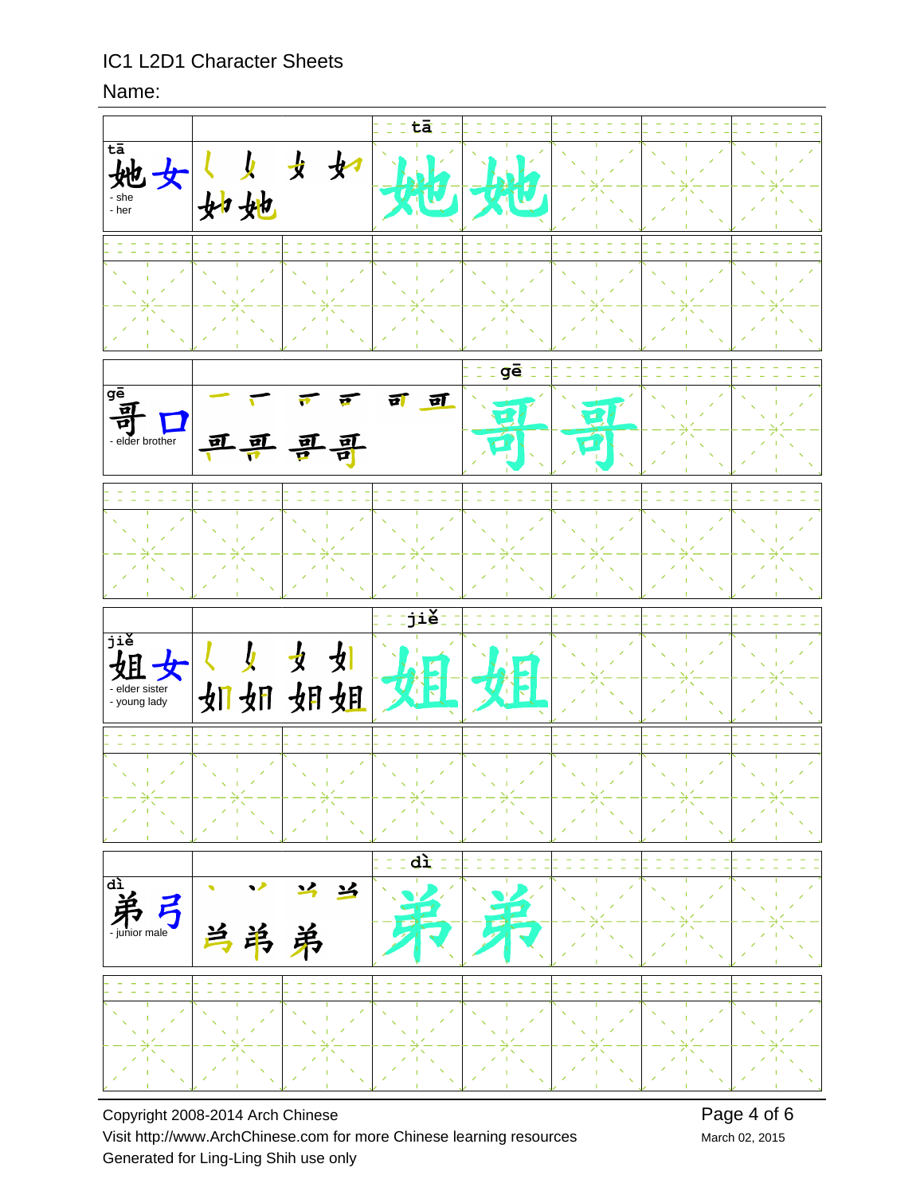IC1 L2D1 Character Sheets

Name:

| Character | Stroke order | Practice |
| --- | --- | --- |
| tā 她 女 - she - her | 她 (stroke sequence) | tā 她 她 |
| gē 哥 口 - elder brother | 哥 (stroke sequence) | gē 哥 哥 |
| jiě 姐 女 - elder sister - young lady | 姐 (stroke sequence) | jiě 姐 姐 |
| dì 弟 弓 - junior male | 弟 (stroke sequence) | dì 弟 弟 |

Copyright 2008-2014 Arch Chinese

Visit http://www.ArchChinese.com for more Chinese learning resources

Generated for Ling-Ling Shih use only

March 02, 2015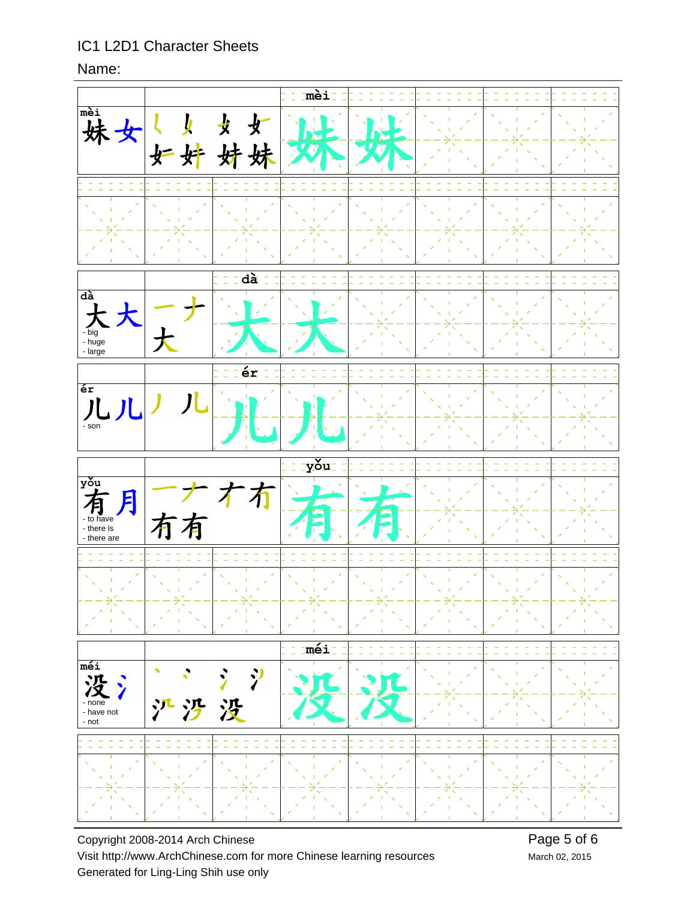IC1 L2D1 Character Sheets

Name:

| | | | | | | | |
|---|---|---|---|---|---|---|---|
| mèi 妹 女 | ㇛ 𡿨 女 女 女 女 妹 妹 | | mèi 妹 | 妹 | | | |

| | | | | | | | |
|---|---|---|---|---|---|---|---|
| dà 大 大 - big - huge - large | 一 ナ 大 | dà 大 | 大 | | | | |

| | | | | | | | |
|---|---|---|---|---|---|---|---|
| ér 儿 儿 - son | 丿 儿 | ér 儿 | 儿 | | | | |

| | | | | | | | |
|---|---|---|---|---|---|---|---|
| yǒu 有 月 - to have - there is - there are | 一 ナ 冇 有 有 有 | | yǒu 有 | 有 | | | |

| | | | | | | | |
|---|---|---|---|---|---|---|---|
| méi 没 氵 - none - have not - not | 丶 丶 氵 氵 氵 沿 没 | | méi 没 | 没 | | | |

Copyright 2008-2014 Arch Chinese

Visit http://www.ArchChinese.com for more Chinese learning resources

Generated for Ling-Ling Shih use only

March 02, 2015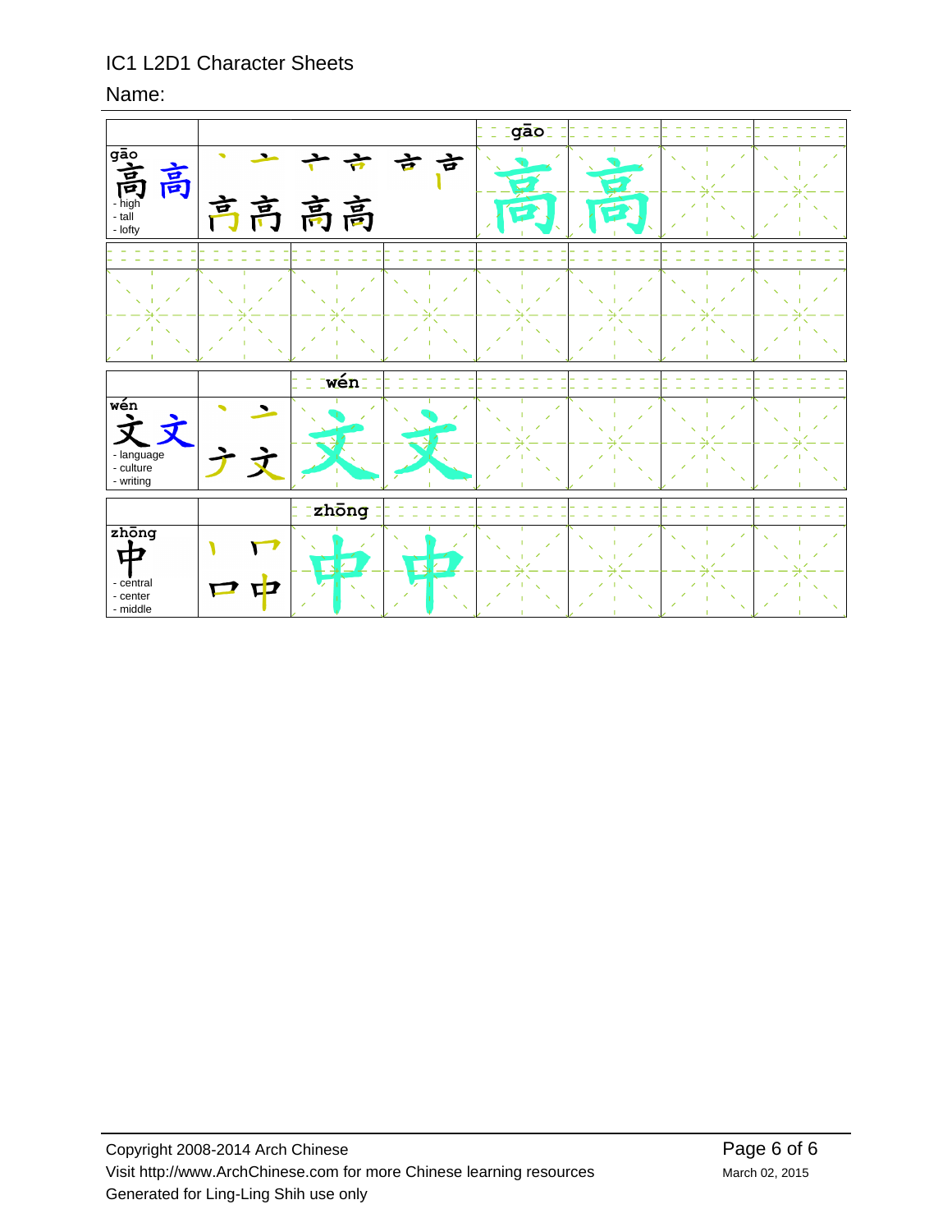IC1 L2D1 Character Sheets

Name:

| | | | | | | | |
|---|---|---|---|---|---|---|---|
| gāo 高 高 - high - tall - lofty | | | | gāo 高 | 高 | | |

| | | | | | | | |
|---|---|---|---|---|---|---|---|
| wén 文 文 - language - culture - writing | | wén 文 | 文 | | | | |

| | | | | | | | |
|---|---|---|---|---|---|---|---|
| zhōng 中 - central - center - middle | | zhōng 中 | 中 | | | | |

Copyright 2008-2014 Arch Chinese
Visit http://www.ArchChinese.com for more Chinese learning resources
Generated for Ling-Ling Shih use only

March 02, 2015